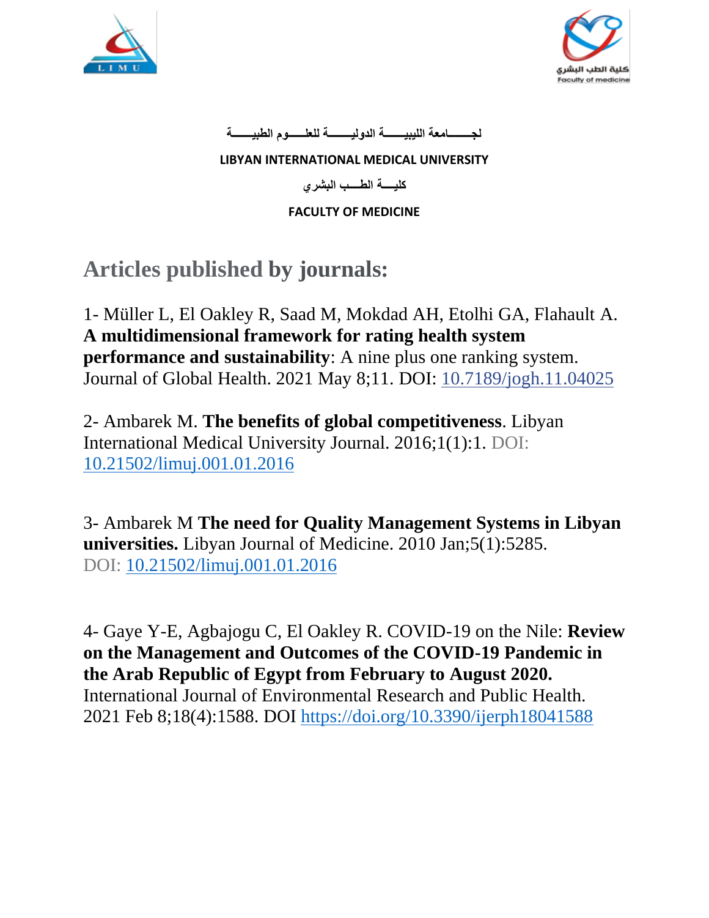لجـــــامعة الليبيــــة الدوليــــة للعلـــوم الطبيــــة

**LIBYAN INTERNATIONAL MEDICAL UNIVERSITY**

كليــة الطــب البشري

**FACULTY OF MEDICINE**

# Articles published by journals:

1- Müller L, El Oakley R, Saad M, Mokdad AH, Etolhi GA, Flahault A. **A multidimensional framework for rating health system performance and sustainability**: A nine plus one ranking system. Journal of Global Health. 2021 May 8;11. DOI: 10.7189/jogh.11.04025

2- Ambarek M. **The benefits of global competitiveness**. Libyan International Medical University Journal. 2016;1(1):1. DOI: 10.21502/limuj.001.01.2016

3- Ambarek M **The need for Quality Management Systems in Libyan universities.** Libyan Journal of Medicine. 2010 Jan;5(1):5285. DOI: 10.21502/limuj.001.01.2016

4- Gaye Y-E, Agbajogu C, El Oakley R. COVID-19 on the Nile: **Review on the Management and Outcomes of the COVID-19 Pandemic in the Arab Republic of Egypt from February to August 2020.** International Journal of Environmental Research and Public Health. 2021 Feb 8;18(4):1588. DOI https://doi.org/10.3390/ijerph18041588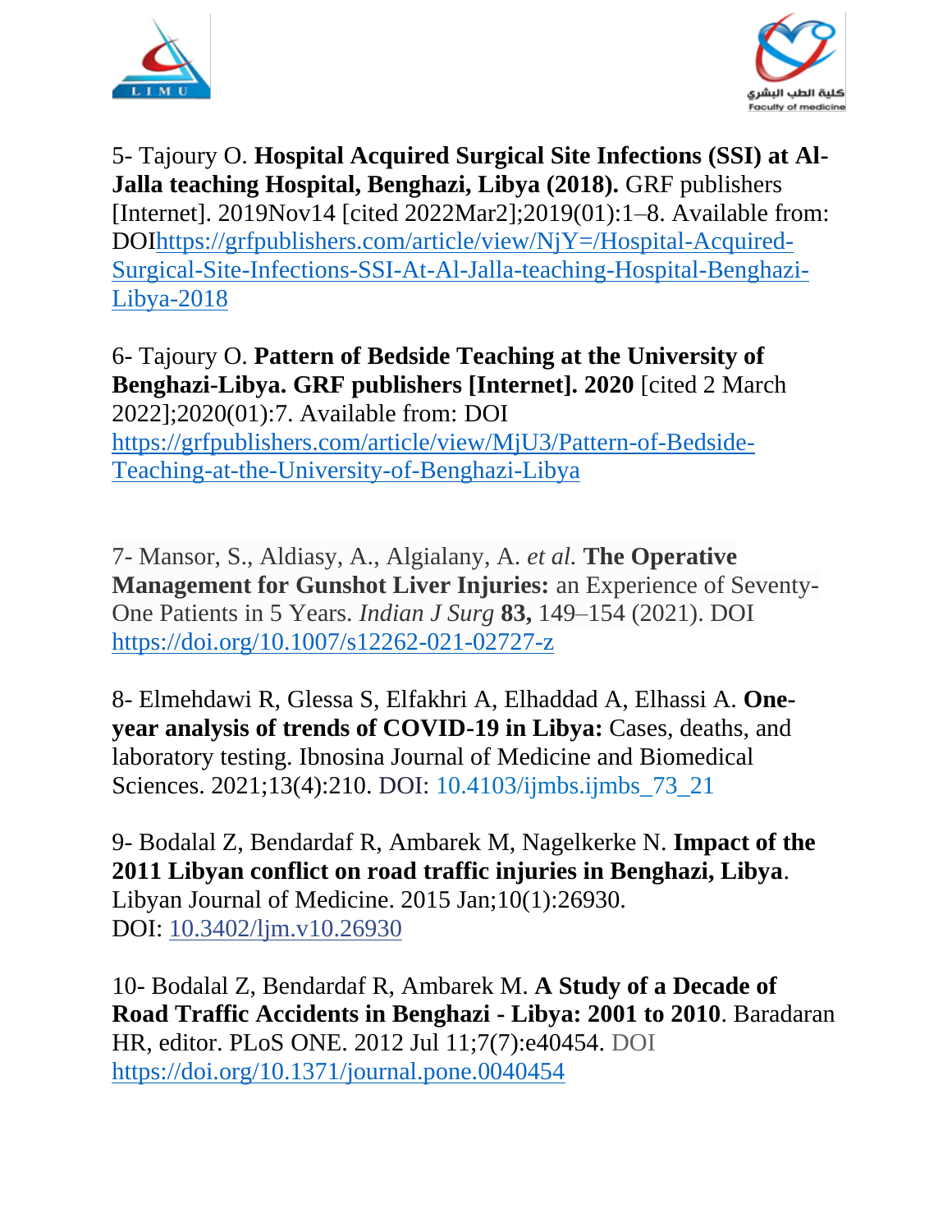5- Tajoury O. **Hospital Acquired Surgical Site Infections (SSI) at Al-Jalla teaching Hospital, Benghazi, Libya (2018).** GRF publishers [Internet]. 2019Nov14 [cited 2022Mar2];2019(01):1–8. Available from: DOIhttps://grfpublishers.com/article/view/NjY=/Hospital-Acquired-Surgical-Site-Infections-SSI-At-Al-Jalla-teaching-Hospital-Benghazi-Libya-2018

6- Tajoury O. **Pattern of Bedside Teaching at the University of Benghazi-Libya. GRF publishers [Internet]. 2020** [cited 2 March 2022];2020(01):7. Available from: DOI https://grfpublishers.com/article/view/MjU3/Pattern-of-Bedside-Teaching-at-the-University-of-Benghazi-Libya

7- Mansor, S., Aldiasy, A., Algialany, A. *et al.* **The Operative Management for Gunshot Liver Injuries:** an Experience of Seventy-One Patients in 5 Years. *Indian J Surg* **83,** 149–154 (2021). DOI https://doi.org/10.1007/s12262-021-02727-z

8- Elmehdawi R, Glessa S, Elfakhri A, Elhaddad A, Elhassi A. **One-year analysis of trends of COVID-19 in Libya:** Cases, deaths, and laboratory testing. Ibnosina Journal of Medicine and Biomedical Sciences. 2021;13(4):210. DOI: 10.4103/ijmbs.ijmbs_73_21

9- Bodalal Z, Bendardaf R, Ambarek M, Nagelkerke N. **Impact of the 2011 Libyan conflict on road traffic injuries in Benghazi, Libya**. Libyan Journal of Medicine. 2015 Jan;10(1):26930. DOI: 10.3402/ljm.v10.26930

10- Bodalal Z, Bendardaf R, Ambarek M. **A Study of a Decade of Road Traffic Accidents in Benghazi - Libya: 2001 to 2010**. Baradaran HR, editor. PLoS ONE. 2012 Jul 11;7(7):e40454. DOI https://doi.org/10.1371/journal.pone.0040454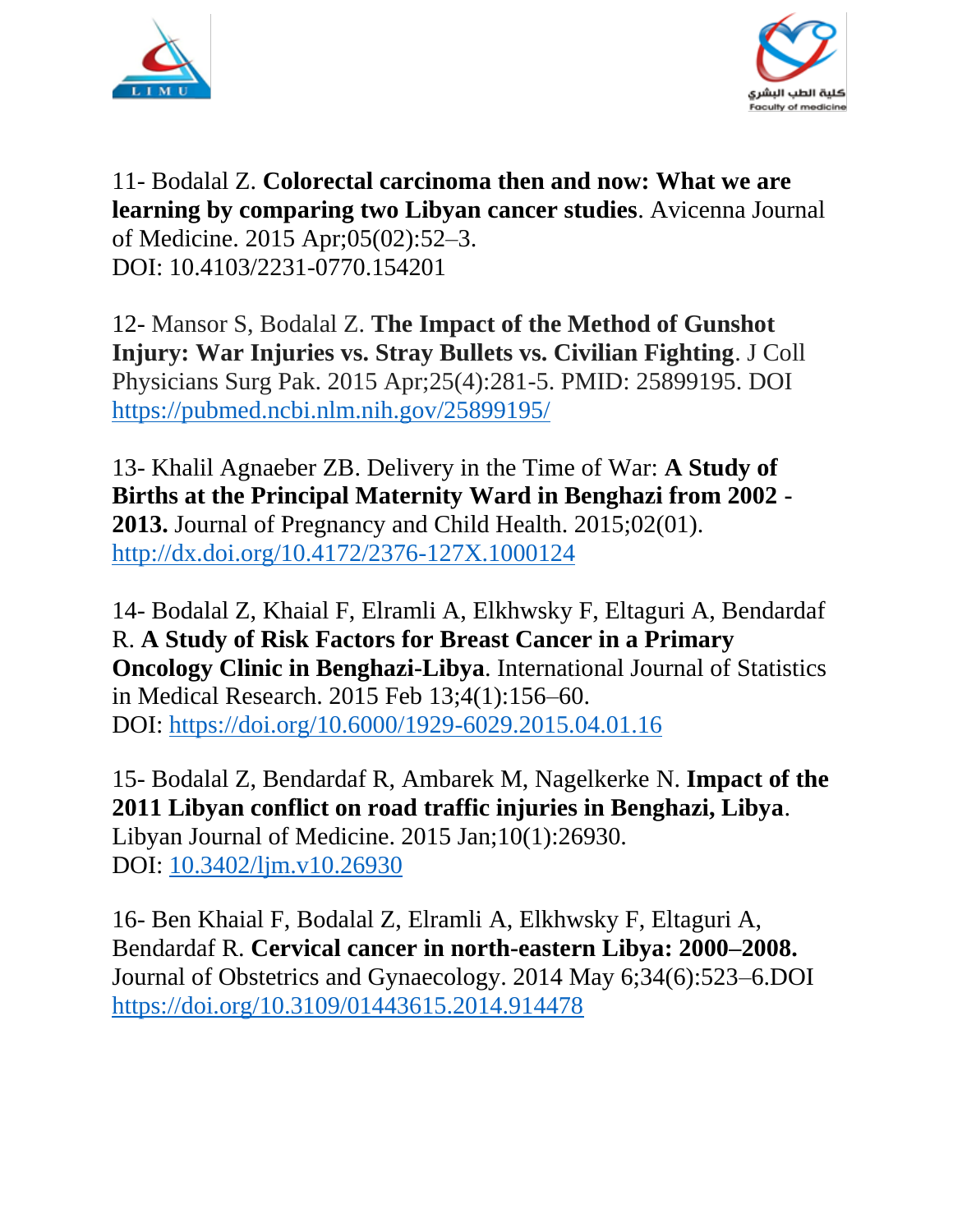11- Bodalal Z. **Colorectal carcinoma then and now: What we are learning by comparing two Libyan cancer studies**. Avicenna Journal of Medicine. 2015 Apr;05(02):52–3.
DOI: 10.4103/2231-0770.154201

12- Mansor S, Bodalal Z. **The Impact of the Method of Gunshot Injury: War Injuries vs. Stray Bullets vs. Civilian Fighting**. J Coll Physicians Surg Pak. 2015 Apr;25(4):281-5. PMID: 25899195. DOI https://pubmed.ncbi.nlm.nih.gov/25899195/

13- Khalil Agnaeber ZB. Delivery in the Time of War: **A Study of Births at the Principal Maternity Ward in Benghazi from 2002 - 2013.** Journal of Pregnancy and Child Health. 2015;02(01). http://dx.doi.org/10.4172/2376-127X.1000124

14- Bodalal Z, Khaial F, Elramli A, Elkhwsky F, Eltaguri A, Bendardaf R. **A Study of Risk Factors for Breast Cancer in a Primary Oncology Clinic in Benghazi-Libya**. International Journal of Statistics in Medical Research. 2015 Feb 13;4(1):156–60.
DOI: https://doi.org/10.6000/1929-6029.2015.04.01.16

15- Bodalal Z, Bendardaf R, Ambarek M, Nagelkerke N. **Impact of the 2011 Libyan conflict on road traffic injuries in Benghazi, Libya**. Libyan Journal of Medicine. 2015 Jan;10(1):26930.
DOI: 10.3402/ljm.v10.26930

16- Ben Khaial F, Bodalal Z, Elramli A, Elkhwsky F, Eltaguri A, Bendardaf R. **Cervical cancer in north-eastern Libya: 2000–2008.** Journal of Obstetrics and Gynaecology. 2014 May 6;34(6):523–6.DOI https://doi.org/10.3109/01443615.2014.914478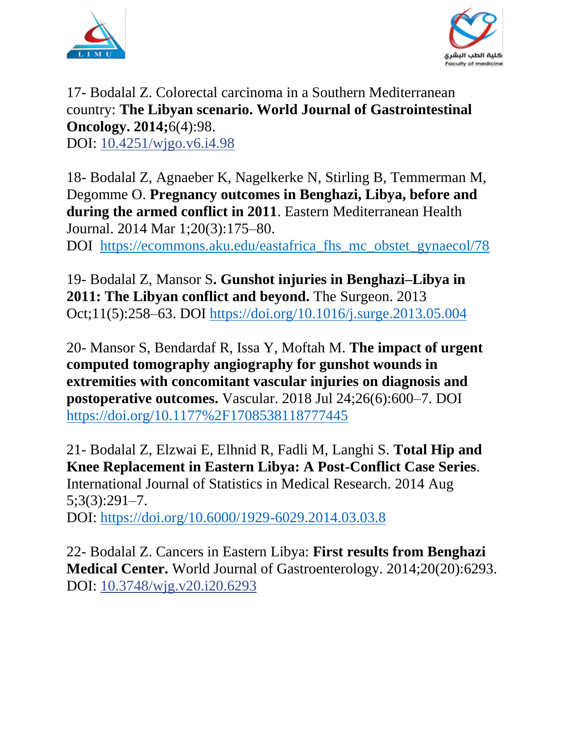17- Bodalal Z. Colorectal carcinoma in a Southern Mediterranean country: **The Libyan scenario. World Journal of Gastrointestinal Oncology. 2014;**6(4):98.
DOI: [10.4251/wjgo.v6.i4.98](10.4251/wjgo.v6.i4.98)

18- Bodalal Z, Agnaeber K, Nagelkerke N, Stirling B, Temmerman M, Degomme O. **Pregnancy outcomes in Benghazi, Libya, before and during the armed conflict in 2011**. Eastern Mediterranean Health Journal. 2014 Mar 1;20(3):175–80.
DOI [https://ecommons.aku.edu/eastafrica_fhs_mc_obstet_gynaecol/78](https://ecommons.aku.edu/eastafrica_fhs_mc_obstet_gynaecol/78)

19- Bodalal Z, Mansor S**. Gunshot injuries in Benghazi–Libya in 2011: The Libyan conflict and beyond.** The Surgeon. 2013 Oct;11(5):258–63. DOI [https://doi.org/10.1016/j.surge.2013.05.004](https://doi.org/10.1016/j.surge.2013.05.004)

20- Mansor S, Bendardaf R, Issa Y, Moftah M. **The impact of urgent computed tomography angiography for gunshot wounds in extremities with concomitant vascular injuries on diagnosis and postoperative outcomes.** Vascular. 2018 Jul 24;26(6):600–7. DOI [https://doi.org/10.1177%2F1708538118777445](https://doi.org/10.1177%2F1708538118777445)

21- Bodalal Z, Elzwai E, Elhnid R, Fadli M, Langhi S. **Total Hip and Knee Replacement in Eastern Libya: A Post-Conflict Case Series**. International Journal of Statistics in Medical Research. 2014 Aug 5;3(3):291–7.
DOI: [https://doi.org/10.6000/1929-6029.2014.03.03.8](https://doi.org/10.6000/1929-6029.2014.03.03.8)

22- Bodalal Z. Cancers in Eastern Libya: **First results from Benghazi Medical Center.** World Journal of Gastroenterology. 2014;20(20):6293.
DOI: [10.3748/wjg.v20.i20.6293](10.3748/wjg.v20.i20.6293)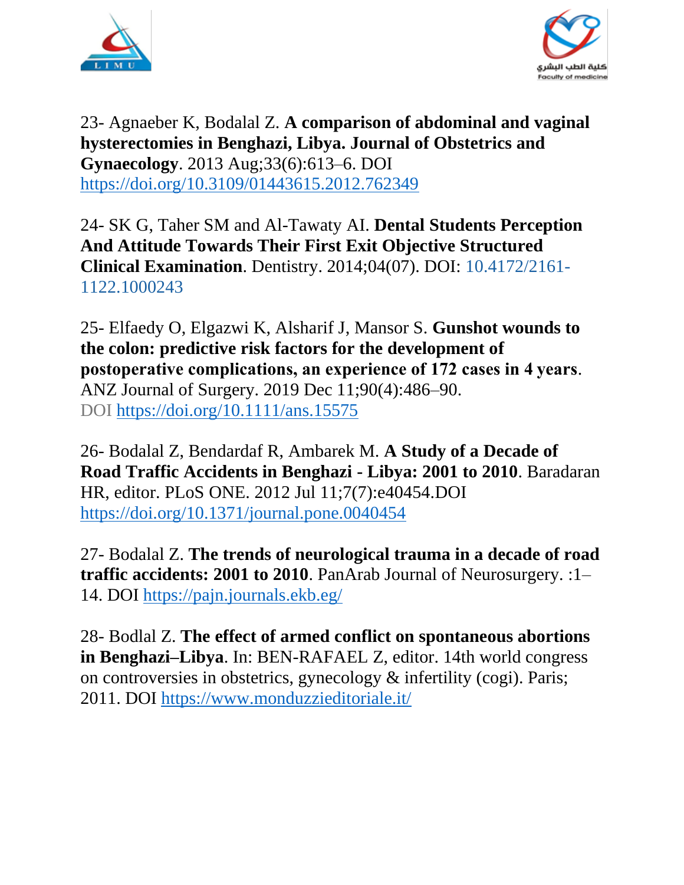23- Agnaeber K, Bodalal Z. **A comparison of abdominal and vaginal hysterectomies in Benghazi, Libya. Journal of Obstetrics and Gynaecology**. 2013 Aug;33(6):613–6. DOI https://doi.org/10.3109/01443615.2012.762349

24- SK G, Taher SM and Al-Tawaty AI. **Dental Students Perception And Attitude Towards Their First Exit Objective Structured Clinical Examination**. Dentistry. 2014;04(07). DOI: 10.4172/2161-1122.1000243

25- Elfaedy O, Elgazwi K, Alsharif J, Mansor S. **Gunshot wounds to the colon: predictive risk factors for the development of postoperative complications, an experience of 172 cases in 4 years**. ANZ Journal of Surgery. 2019 Dec 11;90(4):486–90. DOI https://doi.org/10.1111/ans.15575

26- Bodalal Z, Bendardaf R, Ambarek M. **A Study of a Decade of Road Traffic Accidents in Benghazi - Libya: 2001 to 2010**. Baradaran HR, editor. PLoS ONE. 2012 Jul 11;7(7):e40454.DOI https://doi.org/10.1371/journal.pone.0040454

27- Bodalal Z. **The trends of neurological trauma in a decade of road traffic accidents: 2001 to 2010**. PanArab Journal of Neurosurgery. :1–14. DOI https://pajn.journals.ekb.eg/

28- Bodlal Z. **The effect of armed conflict on spontaneous abortions in Benghazi–Libya**. In: BEN-RAFAEL Z, editor. 14th world congress on controversies in obstetrics, gynecology & infertility (cogi). Paris; 2011. DOI https://www.monduzzieditoriale.it/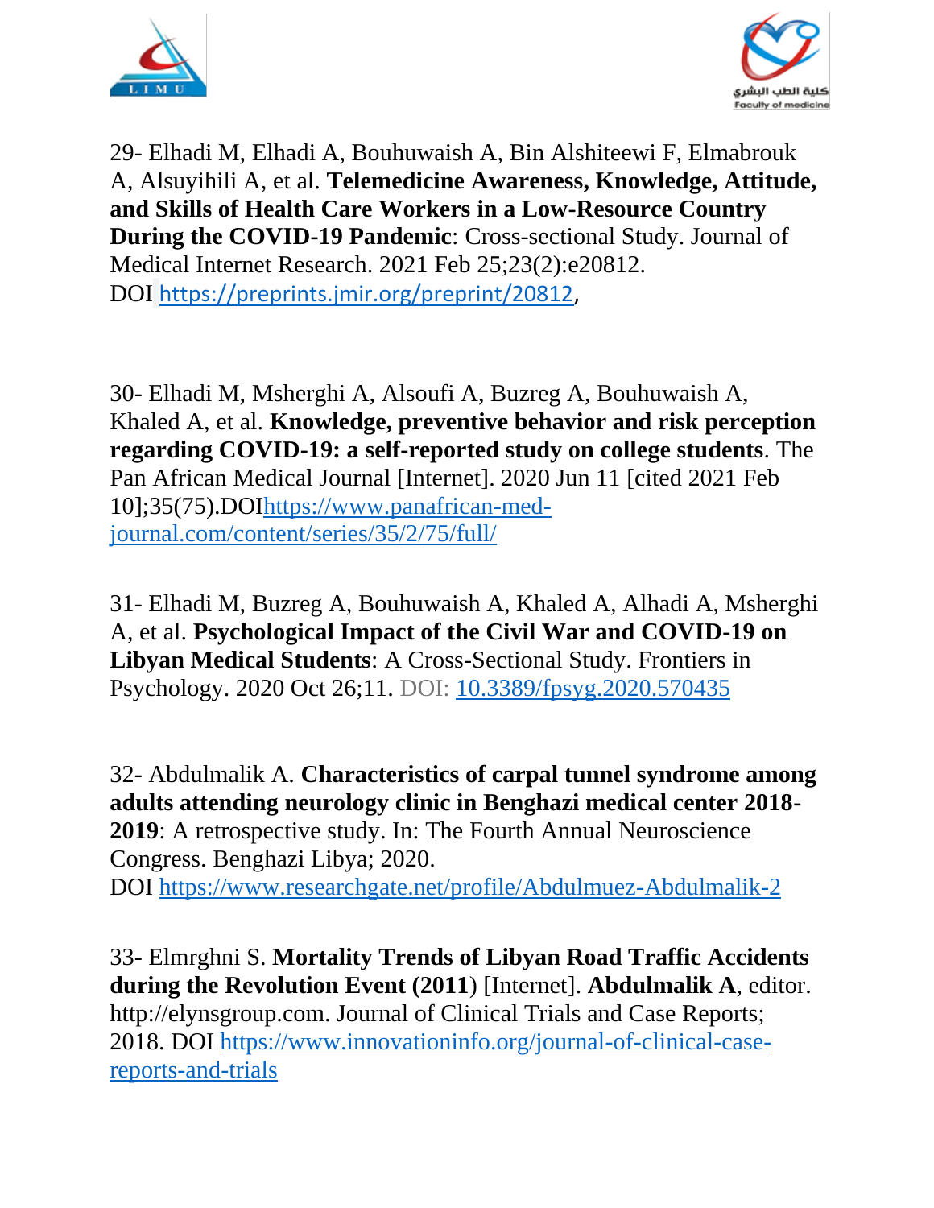29- Elhadi M, Elhadi A, Bouhuwaish A, Bin Alshiteewi F, Elmabrouk A, Alsuyihili A, et al. **Telemedicine Awareness, Knowledge, Attitude, and Skills of Health Care Workers in a Low-Resource Country During the COVID-19 Pandemic**: Cross-sectional Study. Journal of Medical Internet Research. 2021 Feb 25;23(2):e20812. DOI https://preprints.jmir.org/preprint/20812,

30- Elhadi M, Msherghi A, Alsoufi A, Buzreg A, Bouhuwaish A, Khaled A, et al. **Knowledge, preventive behavior and risk perception regarding COVID-19: a self-reported study on college students**. The Pan African Medical Journal [Internet]. 2020 Jun 11 [cited 2021 Feb 10];35(75).DOIhttps://www.panafrican-med-journal.com/content/series/35/2/75/full/

31- Elhadi M, Buzreg A, Bouhuwaish A, Khaled A, Alhadi A, Msherghi A, et al. **Psychological Impact of the Civil War and COVID-19 on Libyan Medical Students**: A Cross-Sectional Study. Frontiers in Psychology. 2020 Oct 26;11. DOI: 10.3389/fpsyg.2020.570435

32- Abdulmalik A. **Characteristics of carpal tunnel syndrome among adults attending neurology clinic in Benghazi medical center 2018-2019**: A retrospective study. In: The Fourth Annual Neuroscience Congress. Benghazi Libya; 2020. DOI https://www.researchgate.net/profile/Abdulmuez-Abdulmalik-2

33- Elmrghni S. **Mortality Trends of Libyan Road Traffic Accidents during the Revolution Event (2011**) [Internet]. **Abdulmalik A**, editor. http://elynsgroup.com. Journal of Clinical Trials and Case Reports; 2018. DOI https://www.innovationinfo.org/journal-of-clinical-case-reports-and-trials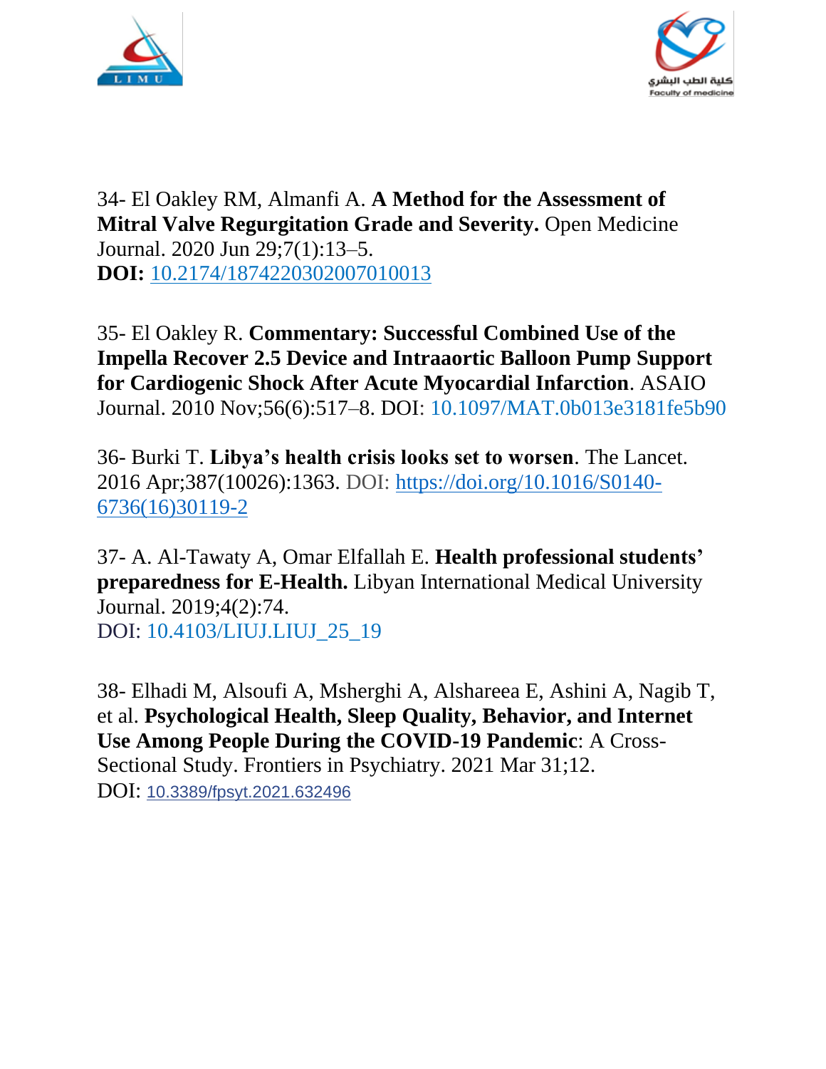34- El Oakley RM, Almanfi A. **A Method for the Assessment of Mitral Valve Regurgitation Grade and Severity.** Open Medicine Journal. 2020 Jun 29;7(1):13–5.
**DOI:** 10.2174/1874220302007010013

35- El Oakley R. **Commentary: Successful Combined Use of the Impella Recover 2.5 Device and Intraaortic Balloon Pump Support for Cardiogenic Shock After Acute Myocardial Infarction**. ASAIO Journal. 2010 Nov;56(6):517–8. DOI: 10.1097/MAT.0b013e3181fe5b90

36- Burki T. **Libya's health crisis looks set to worsen**. The Lancet. 2016 Apr;387(10026):1363. DOI: https://doi.org/10.1016/S0140-6736(16)30119-2

37- A. Al-Tawaty A, Omar Elfallah E. **Health professional students' preparedness for E-Health.** Libyan International Medical University Journal. 2019;4(2):74.
DOI: 10.4103/LIUJ.LIUJ_25_19

38- Elhadi M, Alsoufi A, Msherghi A, Alshareea E, Ashini A, Nagib T, et al. **Psychological Health, Sleep Quality, Behavior, and Internet Use Among People During the COVID-19 Pandemic**: A Cross-Sectional Study. Frontiers in Psychiatry. 2021 Mar 31;12.
DOI: 10.3389/fpsyt.2021.632496